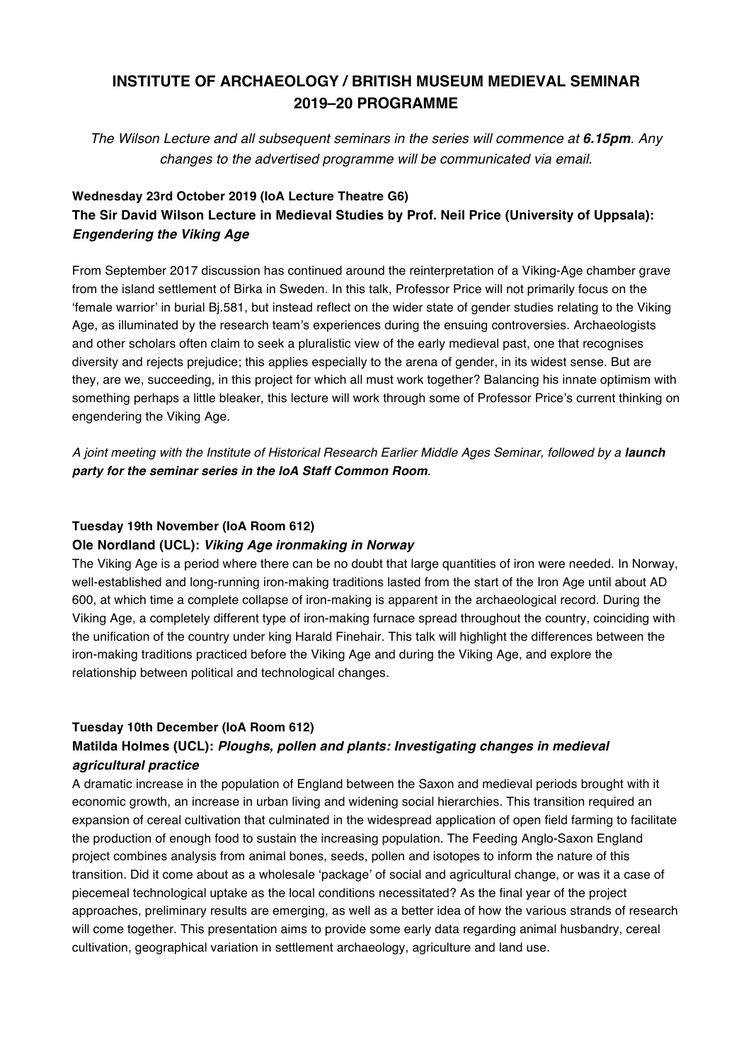# INSTITUTE OF ARCHAEOLOGY / BRITISH MUSEUM MEDIEVAL SEMINAR 2019–20 PROGRAMME

*The Wilson Lecture and all subsequent seminars in the series will commence at* ***6.15pm****. Any changes to the advertised programme will be communicated via email.*

**Wednesday 23rd October 2019 (IoA Lecture Theatre G6)**
**The Sir David Wilson Lecture in Medieval Studies by Prof. Neil Price (University of Uppsala):** ***Engendering the Viking Age***

From September 2017 discussion has continued around the reinterpretation of a Viking-Age chamber grave from the island settlement of Birka in Sweden. In this talk, Professor Price will not primarily focus on the 'female warrior' in burial Bj.581, but instead reflect on the wider state of gender studies relating to the Viking Age, as illuminated by the research team's experiences during the ensuing controversies. Archaeologists and other scholars often claim to seek a pluralistic view of the early medieval past, one that recognises diversity and rejects prejudice; this applies especially to the arena of gender, in its widest sense. But are they, are we, succeeding, in this project for which all must work together? Balancing his innate optimism with something perhaps a little bleaker, this lecture will work through some of Professor Price's current thinking on engendering the Viking Age.

*A joint meeting with the Institute of Historical Research Earlier Middle Ages Seminar, followed by a* ***launch party for the seminar series in the IoA Staff Common Room****.*

**Tuesday 19th November (IoA Room 612)**
**Ole Nordland (UCL):** ***Viking Age ironmaking in Norway***

The Viking Age is a period where there can be no doubt that large quantities of iron were needed. In Norway, well-established and long-running iron-making traditions lasted from the start of the Iron Age until about AD 600, at which time a complete collapse of iron-making is apparent in the archaeological record. During the Viking Age, a completely different type of iron-making furnace spread throughout the country, coinciding with the unification of the country under king Harald Finehair. This talk will highlight the differences between the iron-making traditions practiced before the Viking Age and during the Viking Age, and explore the relationship between political and technological changes.

**Tuesday 10th December (IoA Room 612)**
**Matilda Holmes (UCL):** ***Ploughs, pollen and plants: Investigating changes in medieval agricultural practice***

A dramatic increase in the population of England between the Saxon and medieval periods brought with it economic growth, an increase in urban living and widening social hierarchies. This transition required an expansion of cereal cultivation that culminated in the widespread application of open field farming to facilitate the production of enough food to sustain the increasing population. The Feeding Anglo-Saxon England project combines analysis from animal bones, seeds, pollen and isotopes to inform the nature of this transition. Did it come about as a wholesale 'package' of social and agricultural change, or was it a case of piecemeal technological uptake as the local conditions necessitated? As the final year of the project approaches, preliminary results are emerging, as well as a better idea of how the various strands of research will come together. This presentation aims to provide some early data regarding animal husbandry, cereal cultivation, geographical variation in settlement archaeology, agriculture and land use.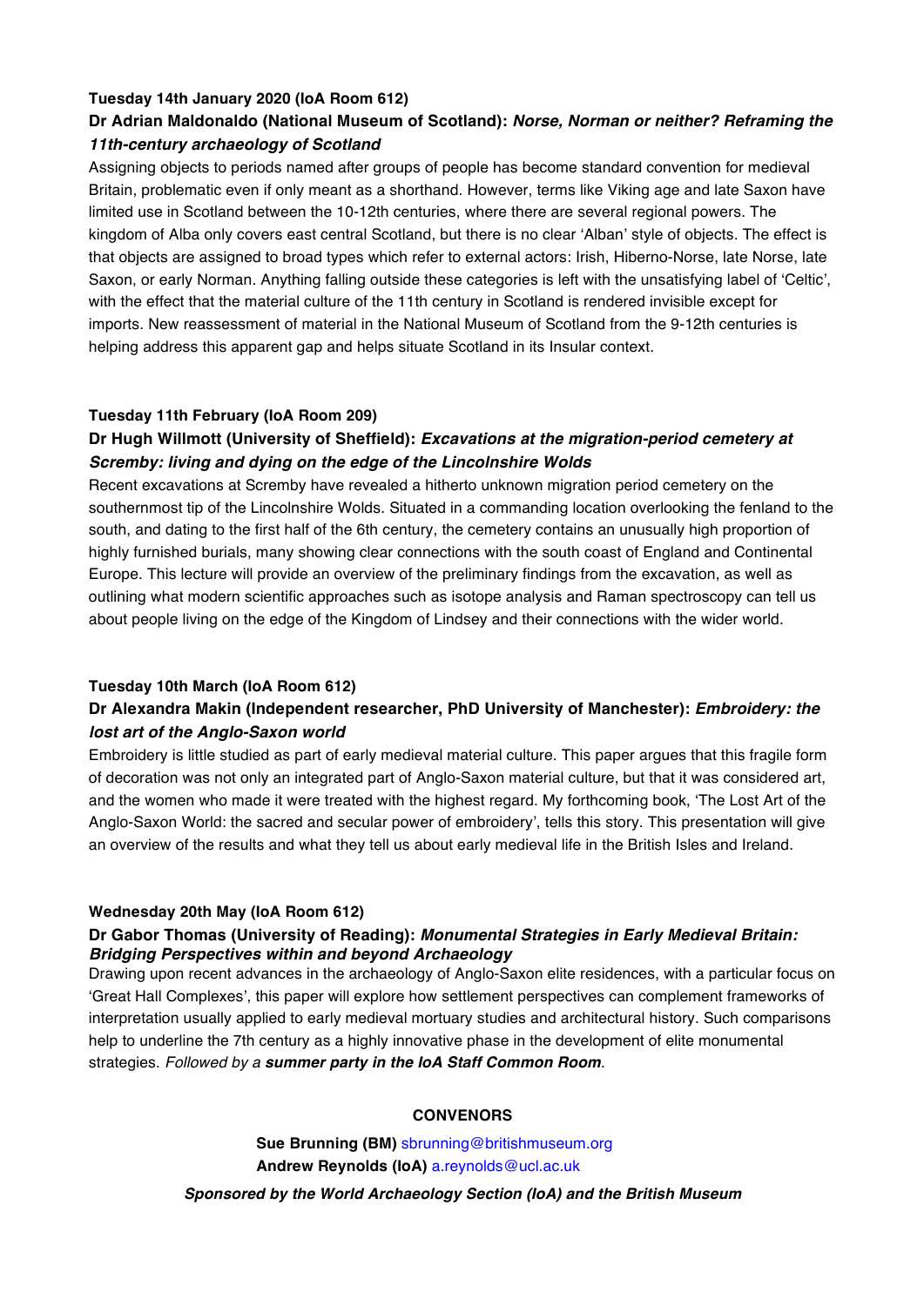**Tuesday 14th January 2020 (IoA Room 612)**

**Dr Adrian Maldonaldo (National Museum of Scotland):** ***Norse, Norman or neither? Reframing the 11th-century archaeology of Scotland***

Assigning objects to periods named after groups of people has become standard convention for medieval Britain, problematic even if only meant as a shorthand. However, terms like Viking age and late Saxon have limited use in Scotland between the 10-12th centuries, where there are several regional powers. The kingdom of Alba only covers east central Scotland, but there is no clear 'Alban' style of objects. The effect is that objects are assigned to broad types which refer to external actors: Irish, Hiberno-Norse, late Norse, late Saxon, or early Norman. Anything falling outside these categories is left with the unsatisfying label of 'Celtic', with the effect that the material culture of the 11th century in Scotland is rendered invisible except for imports. New reassessment of material in the National Museum of Scotland from the 9-12th centuries is helping address this apparent gap and helps situate Scotland in its Insular context.

**Tuesday 11th February (IoA Room 209)**

**Dr Hugh Willmott (University of Sheffield):** ***Excavations at the migration-period cemetery at Scremby: living and dying on the edge of the Lincolnshire Wolds***

Recent excavations at Scremby have revealed a hitherto unknown migration period cemetery on the southernmost tip of the Lincolnshire Wolds. Situated in a commanding location overlooking the fenland to the south, and dating to the first half of the 6th century, the cemetery contains an unusually high proportion of highly furnished burials, many showing clear connections with the south coast of England and Continental Europe. This lecture will provide an overview of the preliminary findings from the excavation, as well as outlining what modern scientific approaches such as isotope analysis and Raman spectroscopy can tell us about people living on the edge of the Kingdom of Lindsey and their connections with the wider world.

**Tuesday 10th March (IoA Room 612)**

**Dr Alexandra Makin (Independent researcher, PhD University of Manchester):** ***Embroidery: the lost art of the Anglo-Saxon world***

Embroidery is little studied as part of early medieval material culture. This paper argues that this fragile form of decoration was not only an integrated part of Anglo-Saxon material culture, but that it was considered art, and the women who made it were treated with the highest regard. My forthcoming book, 'The Lost Art of the Anglo-Saxon World: the sacred and secular power of embroidery', tells this story. This presentation will give an overview of the results and what they tell us about early medieval life in the British Isles and Ireland.

**Wednesday 20th May (IoA Room 612)**

**Dr Gabor Thomas (University of Reading):** ***Monumental Strategies in Early Medieval Britain: Bridging Perspectives within and beyond Archaeology***

Drawing upon recent advances in the archaeology of Anglo-Saxon elite residences, with a particular focus on 'Great Hall Complexes', this paper will explore how settlement perspectives can complement frameworks of interpretation usually applied to early medieval mortuary studies and architectural history. Such comparisons help to underline the 7th century as a highly innovative phase in the development of elite monumental strategies. *Followed by a* ***summer party in the IoA Staff Common Room***.

**CONVENORS**

**Sue Brunning (BM)** sbrunning@britishmuseum.org
**Andrew Reynolds (IoA)** a.reynolds@ucl.ac.uk

***Sponsored by the World Archaeology Section (IoA) and the British Museum***